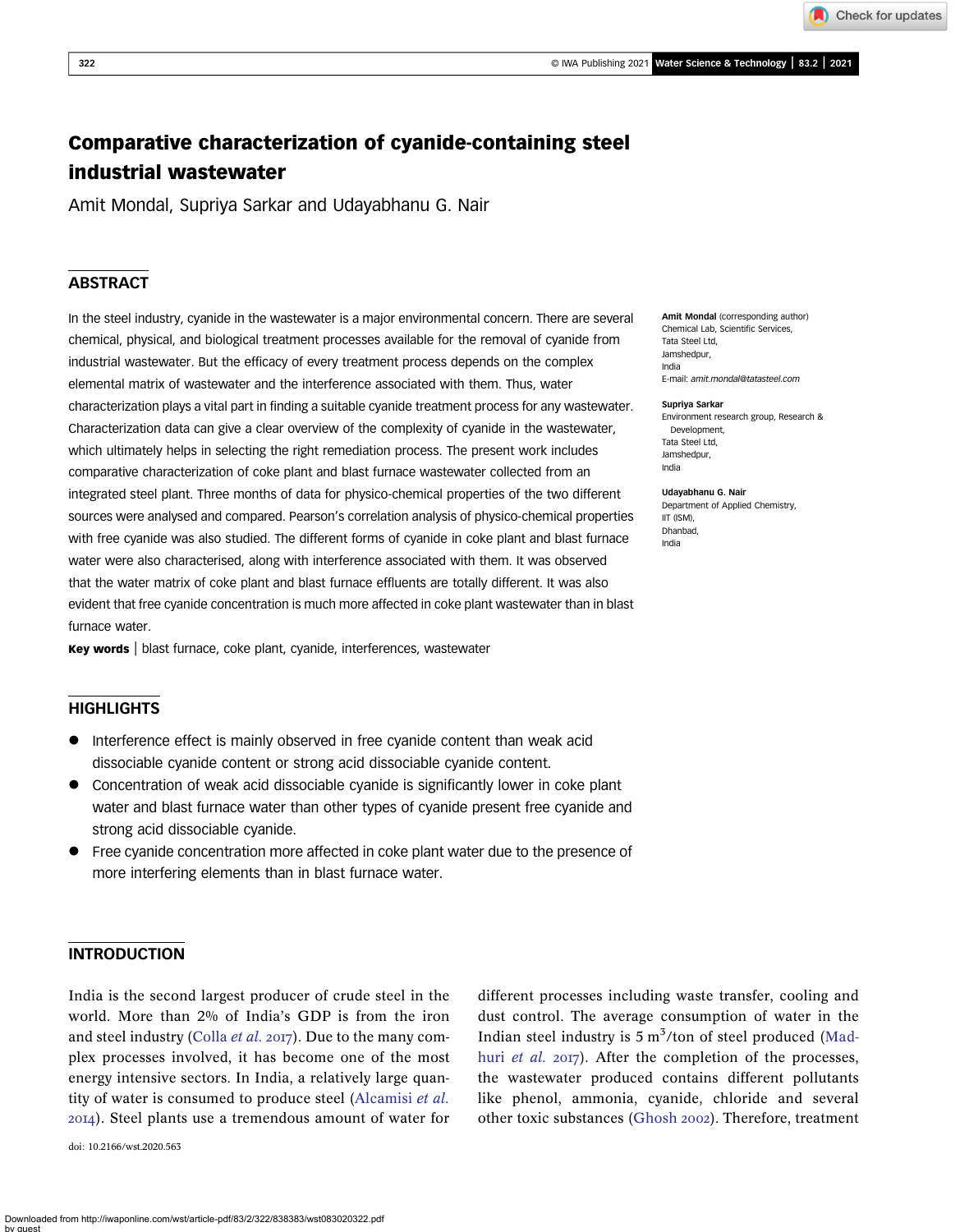# Comparative characterization of cyanide-containing steel industrial wastewater

Amit Mondal, Supriya Sarkar and Udayabhanu G. Nair

## ABSTRACT

In the steel industry, cyanide in the wastewater is a major environmental concern. There are several chemical, physical, and biological treatment processes available for the removal of cyanide from industrial wastewater. But the efficacy of every treatment process depends on the complex elemental matrix of wastewater and the interference associated with them. Thus, water characterization plays a vital part in finding a suitable cyanide treatment process for any wastewater. Characterization data can give a clear overview of the complexity of cyanide in the wastewater, which ultimately helps in selecting the right remediation process. The present work includes comparative characterization of coke plant and blast furnace wastewater collected from an integrated steel plant. Three months of data for physico-chemical properties of the two different sources were analysed and compared. Pearson's correlation analysis of physico-chemical properties with free cyanide was also studied. The different forms of cyanide in coke plant and blast furnace water were also characterised, along with interference associated with them. It was observed that the water matrix of coke plant and blast furnace effluents are totally different. It was also evident that free cyanide concentration is much more affected in coke plant wastewater than in blast furnace water.

**Key words** | blast furnace, coke plant, cyanide, interferences, wastewater

**Amit Mondal** (corresponding author)
Chemical Lab, Scientific Services,
Tata Steel Ltd,
Jamshedpur,
India
E-mail: *amit.mondal@tatasteel.com*

**Supriya Sarkar**
Environment research group, Research & Development,
Tata Steel Ltd,
Jamshedpur,
India

**Udayabhanu G. Nair**
Department of Applied Chemistry,
IIT (ISM),
Dhanbad,
India

## HIGHLIGHTS

- Interference effect is mainly observed in free cyanide content than weak acid dissociable cyanide content or strong acid dissociable cyanide content.
- Concentration of weak acid dissociable cyanide is significantly lower in coke plant water and blast furnace water than other types of cyanide present free cyanide and strong acid dissociable cyanide.
- Free cyanide concentration more affected in coke plant water due to the presence of more interfering elements than in blast furnace water.

## INTRODUCTION

India is the second largest producer of crude steel in the world. More than 2% of India's GDP is from the iron and steel industry (Colla *et al.* 2017). Due to the many complex processes involved, it has become one of the most energy intensive sectors. In India, a relatively large quantity of water is consumed to produce steel (Alcamisi *et al.* 2014). Steel plants use a tremendous amount of water for different processes including waste transfer, cooling and dust control. The average consumption of water in the Indian steel industry is 5 $m^3$/ton of steel produced (Madhuri *et al.* 2017). After the completion of the processes, the wastewater produced contains different pollutants like phenol, ammonia, cyanide, chloride and several other toxic substances (Ghosh 2002). Therefore, treatment

doi: 10.2166/wst.2020.563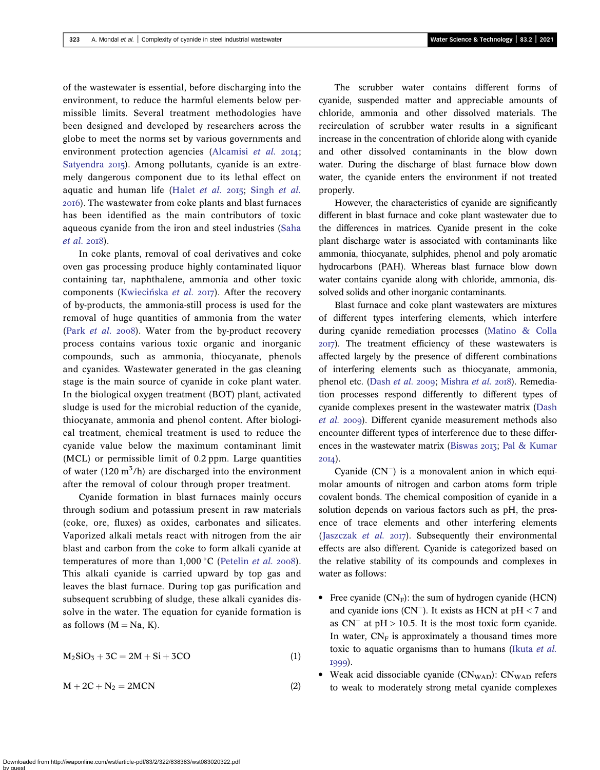of the wastewater is essential, before discharging into the environment, to reduce the harmful elements below permissible limits. Several treatment methodologies have been designed and developed by researchers across the globe to meet the norms set by various governments and environment protection agencies (Alcamisi *et al.* 2014; Satyendra 2015). Among pollutants, cyanide is an extremely dangerous component due to its lethal effect on aquatic and human life (Halet *et al.* 2015; Singh *et al.* 2016). The wastewater from coke plants and blast furnaces has been identified as the main contributors of toxic aqueous cyanide from the iron and steel industries (Saha *et al.* 2018).

In coke plants, removal of coal derivatives and coke oven gas processing produce highly contaminated liquor containing tar, naphthalene, ammonia and other toxic components (Kwiecińska *et al.* 2017). After the recovery of by-products, the ammonia-still process is used for the removal of huge quantities of ammonia from the water (Park *et al.* 2008). Water from the by-product recovery process contains various toxic organic and inorganic compounds, such as ammonia, thiocyanate, phenols and cyanides. Wastewater generated in the gas cleaning stage is the main source of cyanide in coke plant water. In the biological oxygen treatment (BOT) plant, activated sludge is used for the microbial reduction of the cyanide, thiocyanate, ammonia and phenol content. After biological treatment, chemical treatment is used to reduce the cyanide value below the maximum contaminant limit (MCL) or permissible limit of 0.2 ppm. Large quantities of water (120 $m^3$/h) are discharged into the environment after the removal of colour through proper treatment.

Cyanide formation in blast furnaces mainly occurs through sodium and potassium present in raw materials (coke, ore, fluxes) as oxides, carbonates and silicates. Vaporized alkali metals react with nitrogen from the air blast and carbon from the coke to form alkali cyanide at temperatures of more than 1,000 °C (Petelin *et al.* 2008). This alkali cyanide is carried upward by top gas and leaves the blast furnace. During top gas purification and subsequent scrubbing of sludge, these alkali cyanides dissolve in the water. The equation for cyanide formation is as follows (M = Na, K).

$$M_2SiO_3 + 3C = 2M + Si + 3CO \tag{1}$$

$$M + 2C + N_2 = 2MCN \tag{2}$$

The scrubber water contains different forms of cyanide, suspended matter and appreciable amounts of chloride, ammonia and other dissolved materials. The recirculation of scrubber water results in a significant increase in the concentration of chloride along with cyanide and other dissolved contaminants in the blow down water. During the discharge of blast furnace blow down water, the cyanide enters the environment if not treated properly.

However, the characteristics of cyanide are significantly different in blast furnace and coke plant wastewater due to the differences in matrices. Cyanide present in the coke plant discharge water is associated with contaminants like ammonia, thiocyanate, sulphides, phenol and poly aromatic hydrocarbons (PAH). Whereas blast furnace blow down water contains cyanide along with chloride, ammonia, dissolved solids and other inorganic contaminants.

Blast furnace and coke plant wastewaters are mixtures of different types interfering elements, which interfere during cyanide remediation processes (Matino & Colla 2017). The treatment efficiency of these wastewaters is affected largely by the presence of different combinations of interfering elements such as thiocyanate, ammonia, phenol etc. (Dash *et al.* 2009; Mishra *et al.* 2018). Remediation processes respond differently to different types of cyanide complexes present in the wastewater matrix (Dash *et al.* 2009). Different cyanide measurement methods also encounter different types of interference due to these differences in the wastewater matrix (Biswas 2013; Pal & Kumar 2014).

Cyanide ($CN^-$) is a monovalent anion in which equimolar amounts of nitrogen and carbon atoms form triple covalent bonds. The chemical composition of cyanide in a solution depends on various factors such as pH, the presence of trace elements and other interfering elements (Jaszczak *et al.* 2017). Subsequently their environmental effects are also different. Cyanide is categorized based on the relative stability of its compounds and complexes in water as follows:

- Free cyanide ($CN_F$): the sum of hydrogen cyanide (HCN) and cyanide ions ($CN^-$). It exists as HCN at pH < 7 and as $CN^-$ at pH > 10.5. It is the most toxic form cyanide. In water, $CN_F$ is approximately a thousand times more toxic to aquatic organisms than to humans (Ikuta *et al.* 1999).
- Weak acid dissociable cyanide ($CN_{WAD}$): $CN_{WAD}$ refers to weak to moderately strong metal cyanide complexes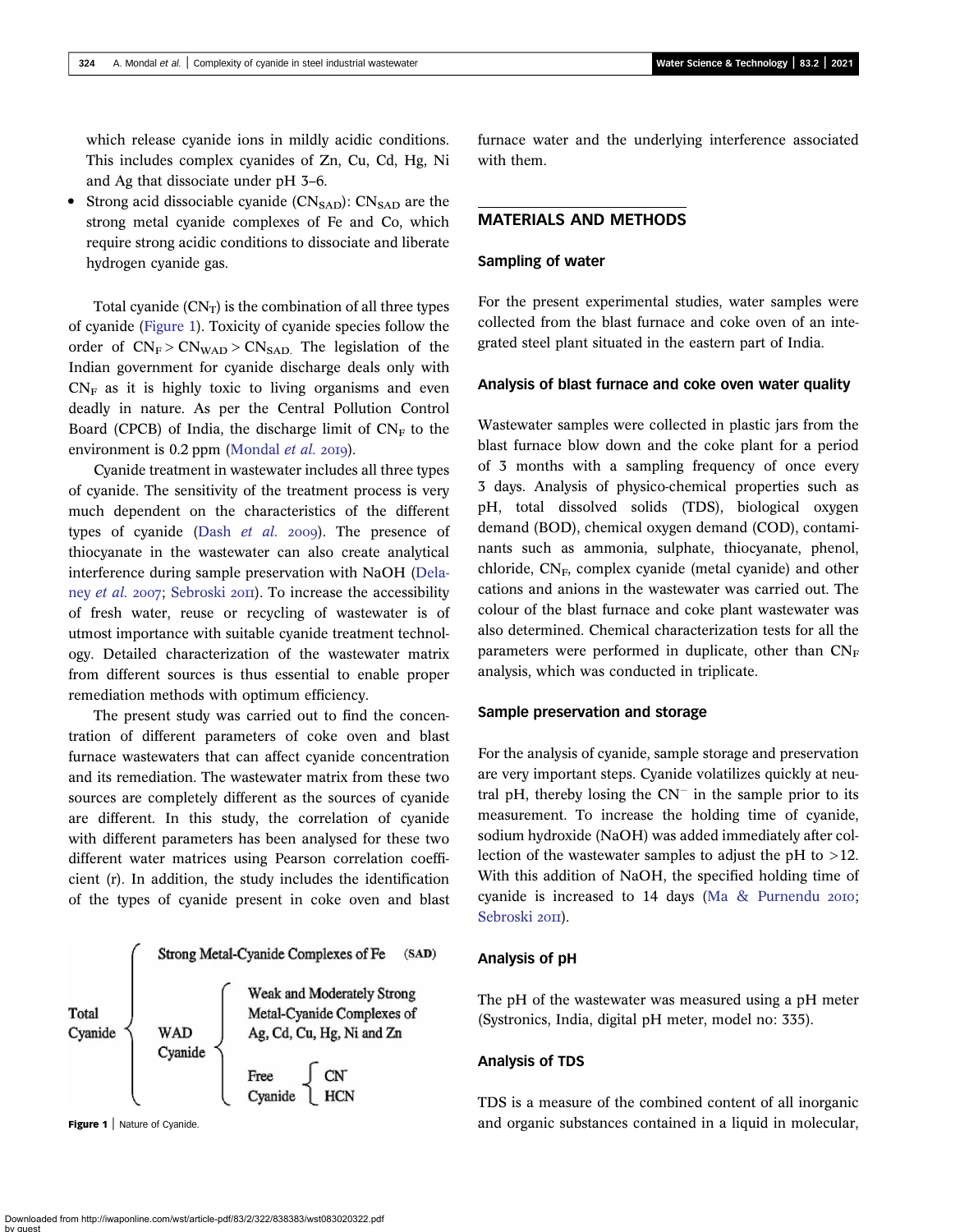which release cyanide ions in mildly acidic conditions. This includes complex cyanides of Zn, Cu, Cd, Hg, Ni and Ag that dissociate under pH 3–6.

- Strong acid dissociable cyanide ($CN_{SAD}$): $CN_{SAD}$ are the strong metal cyanide complexes of Fe and Co, which require strong acidic conditions to dissociate and liberate hydrogen cyanide gas.

Total cyanide ($CN_T$) is the combination of all three types of cyanide (Figure 1). Toxicity of cyanide species follow the order of $CN_F > CN_{WAD} > CN_{SAD}$. The legislation of the Indian government for cyanide discharge deals only with $CN_F$ as it is highly toxic to living organisms and even deadly in nature. As per the Central Pollution Control Board (CPCB) of India, the discharge limit of $CN_F$ to the environment is 0.2 ppm (Mondal *et al.* 2019).

Cyanide treatment in wastewater includes all three types of cyanide. The sensitivity of the treatment process is very much dependent on the characteristics of the different types of cyanide (Dash *et al.* 2009). The presence of thiocyanate in the wastewater can also create analytical interference during sample preservation with NaOH (Delaney *et al.* 2007; Sebroski 2011). To increase the accessibility of fresh water, reuse or recycling of wastewater is of utmost importance with suitable cyanide treatment technology. Detailed characterization of the wastewater matrix from different sources is thus essential to enable proper remediation methods with optimum efficiency.

The present study was carried out to find the concentration of different parameters of coke oven and blast furnace wastewaters that can affect cyanide concentration and its remediation. The wastewater matrix from these two sources are completely different as the sources of cyanide are different. In this study, the correlation of cyanide with different parameters has been analysed for these two different water matrices using Pearson correlation coefficient (r). In addition, the study includes the identification of the types of cyanide present in coke oven and blast furnace water and the underlying interference associated with them.

- Total Cyanide
  - Strong Metal-Cyanide Complexes of Fe (SAD)
  - WAD Cyanide
    - Weak and Moderately Strong Metal-Cyanide Complexes of Ag, Cd, Cu, Hg, Ni and Zn
    - Free Cyanide
      - $CN^-$
      - HCN

**Figure 1** | Nature of Cyanide.

## MATERIALS AND METHODS

### Sampling of water

For the present experimental studies, water samples were collected from the blast furnace and coke oven of an integrated steel plant situated in the eastern part of India.

### Analysis of blast furnace and coke oven water quality

Wastewater samples were collected in plastic jars from the blast furnace blow down and the coke plant for a period of 3 months with a sampling frequency of once every 3 days. Analysis of physico-chemical properties such as pH, total dissolved solids (TDS), biological oxygen demand (BOD), chemical oxygen demand (COD), contaminants such as ammonia, sulphate, thiocyanate, phenol, chloride, $CN_F$, complex cyanide (metal cyanide) and other cations and anions in the wastewater was carried out. The colour of the blast furnace and coke plant wastewater was also determined. Chemical characterization tests for all the parameters were performed in duplicate, other than $CN_F$ analysis, which was conducted in triplicate.

### Sample preservation and storage

For the analysis of cyanide, sample storage and preservation are very important steps. Cyanide volatilizes quickly at neutral pH, thereby losing the $CN^-$ in the sample prior to its measurement. To increase the holding time of cyanide, sodium hydroxide (NaOH) was added immediately after collection of the wastewater samples to adjust the pH to >12. With this addition of NaOH, the specified holding time of cyanide is increased to 14 days (Ma & Purnendu 2010; Sebroski 2011).

### Analysis of pH

The pH of the wastewater was measured using a pH meter (Systronics, India, digital pH meter, model no: 335).

### Analysis of TDS

TDS is a measure of the combined content of all inorganic and organic substances contained in a liquid in molecular,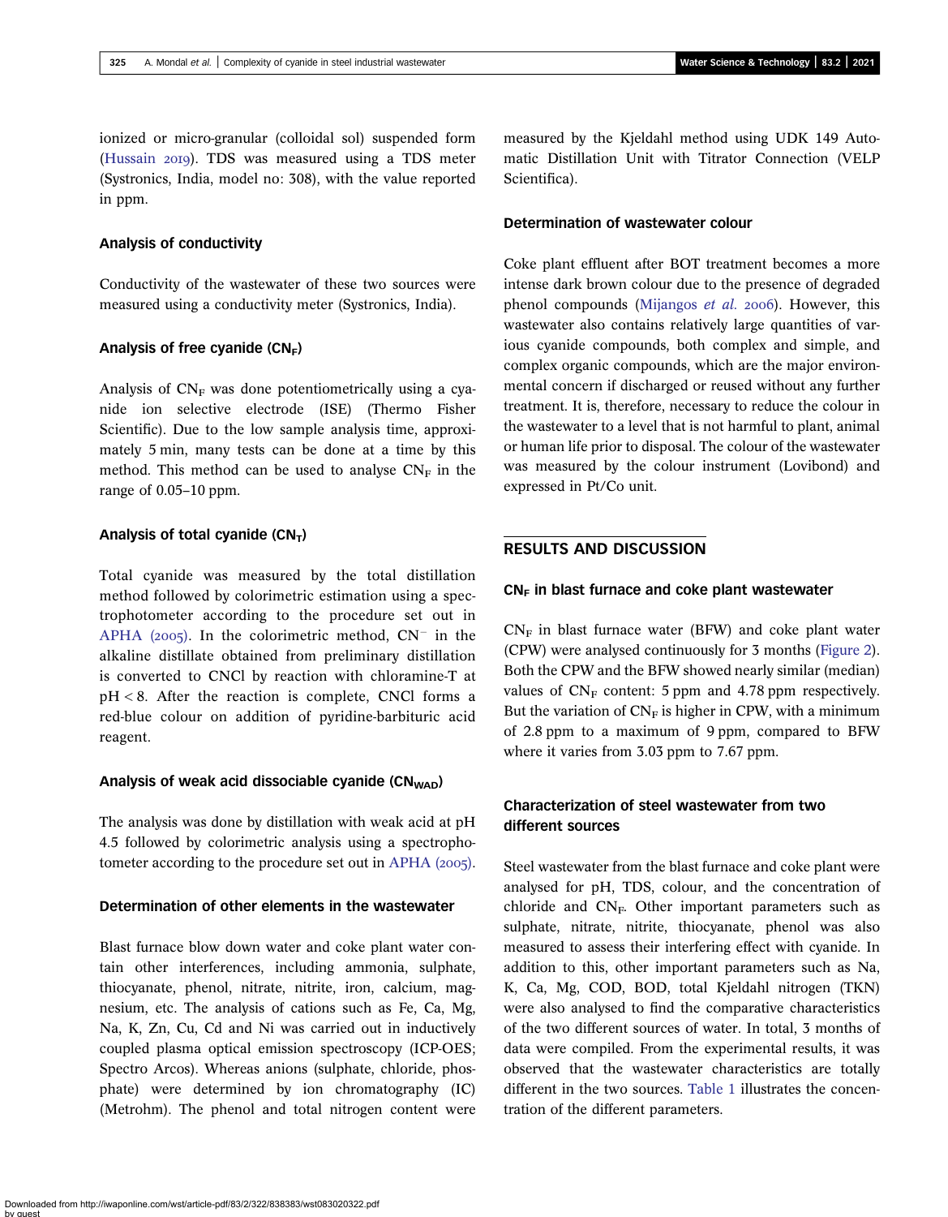ionized or micro-granular (colloidal sol) suspended form (Hussain 2019). TDS was measured using a TDS meter (Systronics, India, model no: 308), with the value reported in ppm.

### Analysis of conductivity

Conductivity of the wastewater of these two sources were measured using a conductivity meter (Systronics, India).

### Analysis of free cyanide ($CN_F$)

Analysis of $CN_F$ was done potentiometrically using a cyanide ion selective electrode (ISE) (Thermo Fisher Scientific). Due to the low sample analysis time, approximately 5 min, many tests can be done at a time by this method. This method can be used to analyse $CN_F$ in the range of 0.05–10 ppm.

### Analysis of total cyanide ($CN_T$)

Total cyanide was measured by the total distillation method followed by colorimetric estimation using a spectrophotometer according to the procedure set out in APHA (2005). In the colorimetric method, $CN^-$ in the alkaline distillate obtained from preliminary distillation is converted to CNCl by reaction with chloramine-T at $pH < 8$. After the reaction is complete, CNCl forms a red-blue colour on addition of pyridine-barbituric acid reagent.

### Analysis of weak acid dissociable cyanide ($CN_{WAD}$)

The analysis was done by distillation with weak acid at pH 4.5 followed by colorimetric analysis using a spectrophotometer according to the procedure set out in APHA (2005).

### Determination of other elements in the wastewater

Blast furnace blow down water and coke plant water contain other interferences, including ammonia, sulphate, thiocyanate, phenol, nitrate, nitrite, iron, calcium, magnesium, etc. The analysis of cations such as Fe, Ca, Mg, Na, K, Zn, Cu, Cd and Ni was carried out in inductively coupled plasma optical emission spectroscopy (ICP-OES; Spectro Arcos). Whereas anions (sulphate, chloride, phosphate) were determined by ion chromatography (IC) (Metrohm). The phenol and total nitrogen content were measured by the Kjeldahl method using UDK 149 Automatic Distillation Unit with Titrator Connection (VELP Scientifica).

### Determination of wastewater colour

Coke plant effluent after BOT treatment becomes a more intense dark brown colour due to the presence of degraded phenol compounds (Mijangos *et al.* 2006). However, this wastewater also contains relatively large quantities of various cyanide compounds, both complex and simple, and complex organic compounds, which are the major environmental concern if discharged or reused without any further treatment. It is, therefore, necessary to reduce the colour in the wastewater to a level that is not harmful to plant, animal or human life prior to disposal. The colour of the wastewater was measured by the colour instrument (Lovibond) and expressed in Pt/Co unit.

## RESULTS AND DISCUSSION

### $CN_F$ in blast furnace and coke plant wastewater

$CN_F$ in blast furnace water (BFW) and coke plant water (CPW) were analysed continuously for 3 months (Figure 2). Both the CPW and the BFW showed nearly similar (median) values of $CN_F$ content: 5 ppm and 4.78 ppm respectively. But the variation of $CN_F$ is higher in CPW, with a minimum of 2.8 ppm to a maximum of 9 ppm, compared to BFW where it varies from 3.03 ppm to 7.67 ppm.

### Characterization of steel wastewater from two different sources

Steel wastewater from the blast furnace and coke plant were analysed for pH, TDS, colour, and the concentration of chloride and $CN_F$. Other important parameters such as sulphate, nitrate, nitrite, thiocyanate, phenol was also measured to assess their interfering effect with cyanide. In addition to this, other important parameters such as Na, K, Ca, Mg, COD, BOD, total Kjeldahl nitrogen (TKN) were also analysed to find the comparative characteristics of the two different sources of water. In total, 3 months of data were compiled. From the experimental results, it was observed that the wastewater characteristics are totally different in the two sources. Table 1 illustrates the concentration of the different parameters.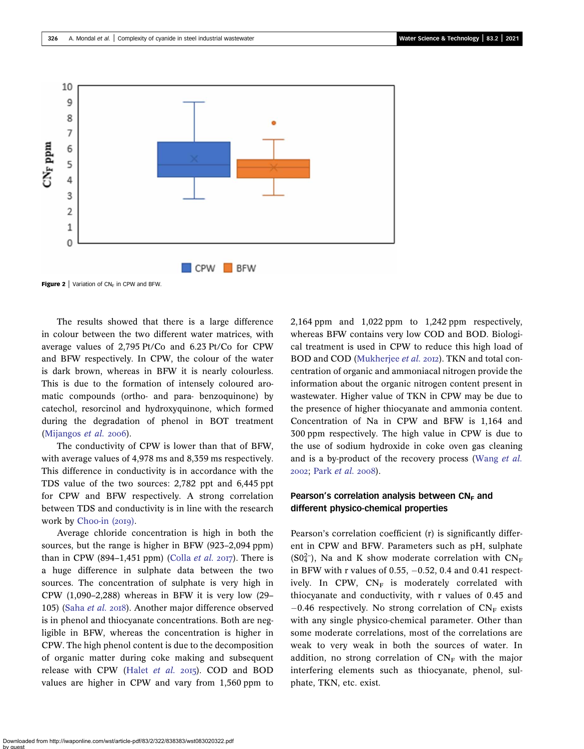Figure 2 | Variation of $CN_F$ in CPW and BFW.

The results showed that there is a large difference in colour between the two different water matrices, with average values of 2,795 Pt/Co and 6.23 Pt/Co for CPW and BFW respectively. In CPW, the colour of the water is dark brown, whereas in BFW it is nearly colourless. This is due to the formation of intensely coloured aromatic compounds (ortho- and para- benzoquinone) by catechol, resorcinol and hydroxyquinone, which formed during the degradation of phenol in BOT treatment (Mijangos *et al.* 2006).

The conductivity of CPW is lower than that of BFW, with average values of 4,978 ms and 8,359 ms respectively. This difference in conductivity is in accordance with the TDS value of the two sources: 2,782 ppt and 6,445 ppt for CPW and BFW respectively. A strong correlation between TDS and conductivity is in line with the research work by Choo-in (2019).

Average chloride concentration is high in both the sources, but the range is higher in BFW (923–2,094 ppm) than in CPW (894–1,451 ppm) (Colla *et al.* 2017). There is a huge difference in sulphate data between the two sources. The concentration of sulphate is very high in CPW (1,090–2,288) whereas in BFW it is very low (29–105) (Saha *et al.* 2018). Another major difference observed is in phenol and thiocyanate concentrations. Both are negligible in BFW, whereas the concentration is higher in CPW. The high phenol content is due to the decomposition of organic matter during coke making and subsequent release with CPW (Halet *et al.* 2015). COD and BOD values are higher in CPW and vary from 1,560 ppm to 2,164 ppm and 1,022 ppm to 1,242 ppm respectively, whereas BFW contains very low COD and BOD. Biological treatment is used in CPW to reduce this high load of BOD and COD (Mukherjee *et al.* 2012). TKN and total concentration of organic and ammoniacal nitrogen provide the information about the organic nitrogen content present in wastewater. Higher value of TKN in CPW may be due to the presence of higher thiocyanate and ammonia content. Concentration of Na in CPW and BFW is 1,164 and 300 ppm respectively. The high value in CPW is due to the use of sodium hydroxide in coke oven gas cleaning and is a by-product of the recovery process (Wang *et al.* 2002; Park *et al.* 2008).

## Pearson's correlation analysis between $CN_F$ and different physico-chemical properties

Pearson's correlation coefficient (r) is significantly different in CPW and BFW. Parameters such as pH, sulphate ($SO_4^{2-}$), Na and K show moderate correlation with $CN_F$ in BFW with r values of 0.55, −0.52, 0.4 and 0.41 respectively. In CPW, $CN_F$ is moderately correlated with thiocyanate and conductivity, with r values of 0.45 and −0.46 respectively. No strong correlation of $CN_F$ exists with any single physico-chemical parameter. Other than some moderate correlations, most of the correlations are weak to very weak in both the sources of water. In addition, no strong correlation of $CN_F$ with the major interfering elements such as thiocyanate, phenol, sulphate, TKN, etc. exist.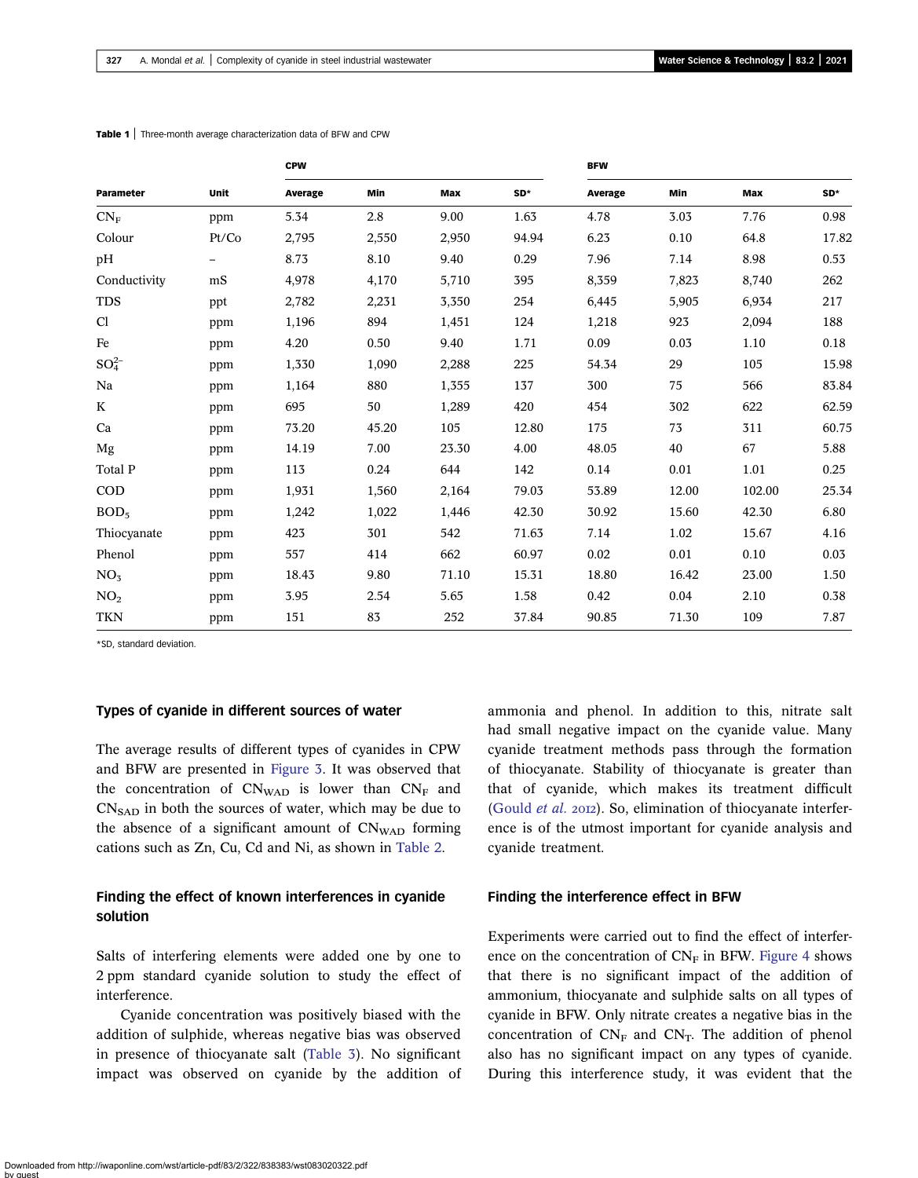**Table 1** | Three-month average characterization data of BFW and CPW

| Parameter | Unit | CPW | | | | BFW | | | |
|---|---|---|---|---|---|---|---|---|---|
| | | Average | Min | Max | SD* | Average | Min | Max | SD* |
| $CN_F$ | ppm | 5.34 | 2.8 | 9.00 | 1.63 | 4.78 | 3.03 | 7.76 | 0.98 |
| Colour | Pt/Co | 2,795 | 2,550 | 2,950 | 94.94 | 6.23 | 0.10 | 64.8 | 17.82 |
| pH | – | 8.73 | 8.10 | 9.40 | 0.29 | 7.96 | 7.14 | 8.98 | 0.53 |
| Conductivity | mS | 4,978 | 4,170 | 5,710 | 395 | 8,359 | 7,823 | 8,740 | 262 |
| TDS | ppt | 2,782 | 2,231 | 3,350 | 254 | 6,445 | 5,905 | 6,934 | 217 |
| Cl | ppm | 1,196 | 894 | 1,451 | 124 | 1,218 | 923 | 2,094 | 188 |
| Fe | ppm | 4.20 | 0.50 | 9.40 | 1.71 | 0.09 | 0.03 | 1.10 | 0.18 |
| $SO_4^{2-}$ | ppm | 1,330 | 1,090 | 2,288 | 225 | 54.34 | 29 | 105 | 15.98 |
| Na | ppm | 1,164 | 880 | 1,355 | 137 | 300 | 75 | 566 | 83.84 |
| K | ppm | 695 | 50 | 1,289 | 420 | 454 | 302 | 622 | 62.59 |
| Ca | ppm | 73.20 | 45.20 | 105 | 12.80 | 175 | 73 | 311 | 60.75 |
| Mg | ppm | 14.19 | 7.00 | 23.30 | 4.00 | 48.05 | 40 | 67 | 5.88 |
| Total P | ppm | 113 | 0.24 | 644 | 142 | 0.14 | 0.01 | 1.01 | 0.25 |
| COD | ppm | 1,931 | 1,560 | 2,164 | 79.03 | 53.89 | 12.00 | 102.00 | 25.34 |
| $BOD_5$ | ppm | 1,242 | 1,022 | 1,446 | 42.30 | 30.92 | 15.60 | 42.30 | 6.80 |
| Thiocyanate | ppm | 423 | 301 | 542 | 71.63 | 7.14 | 1.02 | 15.67 | 4.16 |
| Phenol | ppm | 557 | 414 | 662 | 60.97 | 0.02 | 0.01 | 0.10 | 0.03 |
| $NO_3$ | ppm | 18.43 | 9.80 | 71.10 | 15.31 | 18.80 | 16.42 | 23.00 | 1.50 |
| $NO_2$ | ppm | 3.95 | 2.54 | 5.65 | 1.58 | 0.42 | 0.04 | 2.10 | 0.38 |
| TKN | ppm | 151 | 83 | 252 | 37.84 | 90.85 | 71.30 | 109 | 7.87 |

*SD, standard deviation.

### Types of cyanide in different sources of water

The average results of different types of cyanides in CPW and BFW are presented in Figure 3. It was observed that the concentration of $CN_{WAD}$ is lower than $CN_F$ and $CN_{SAD}$ in both the sources of water, which may be due to the absence of a significant amount of $CN_{WAD}$ forming cations such as Zn, Cu, Cd and Ni, as shown in Table 2.

### Finding the effect of known interferences in cyanide solution

Salts of interfering elements were added one by one to 2 ppm standard cyanide solution to study the effect of interference.

Cyanide concentration was positively biased with the addition of sulphide, whereas negative bias was observed in presence of thiocyanate salt (Table 3). No significant impact was observed on cyanide by the addition of ammonia and phenol. In addition to this, nitrate salt had small negative impact on the cyanide value. Many cyanide treatment methods pass through the formation of thiocyanate. Stability of thiocyanate is greater than that of cyanide, which makes its treatment difficult (Gould *et al.* 2012). So, elimination of thiocyanate interference is of the utmost important for cyanide analysis and cyanide treatment.

### Finding the interference effect in BFW

Experiments were carried out to find the effect of interference on the concentration of $CN_F$ in BFW. Figure 4 shows that there is no significant impact of the addition of ammonium, thiocyanate and sulphide salts on all types of cyanide in BFW. Only nitrate creates a negative bias in the concentration of $CN_F$ and $CN_T$. The addition of phenol also has no significant impact on any types of cyanide. During this interference study, it was evident that the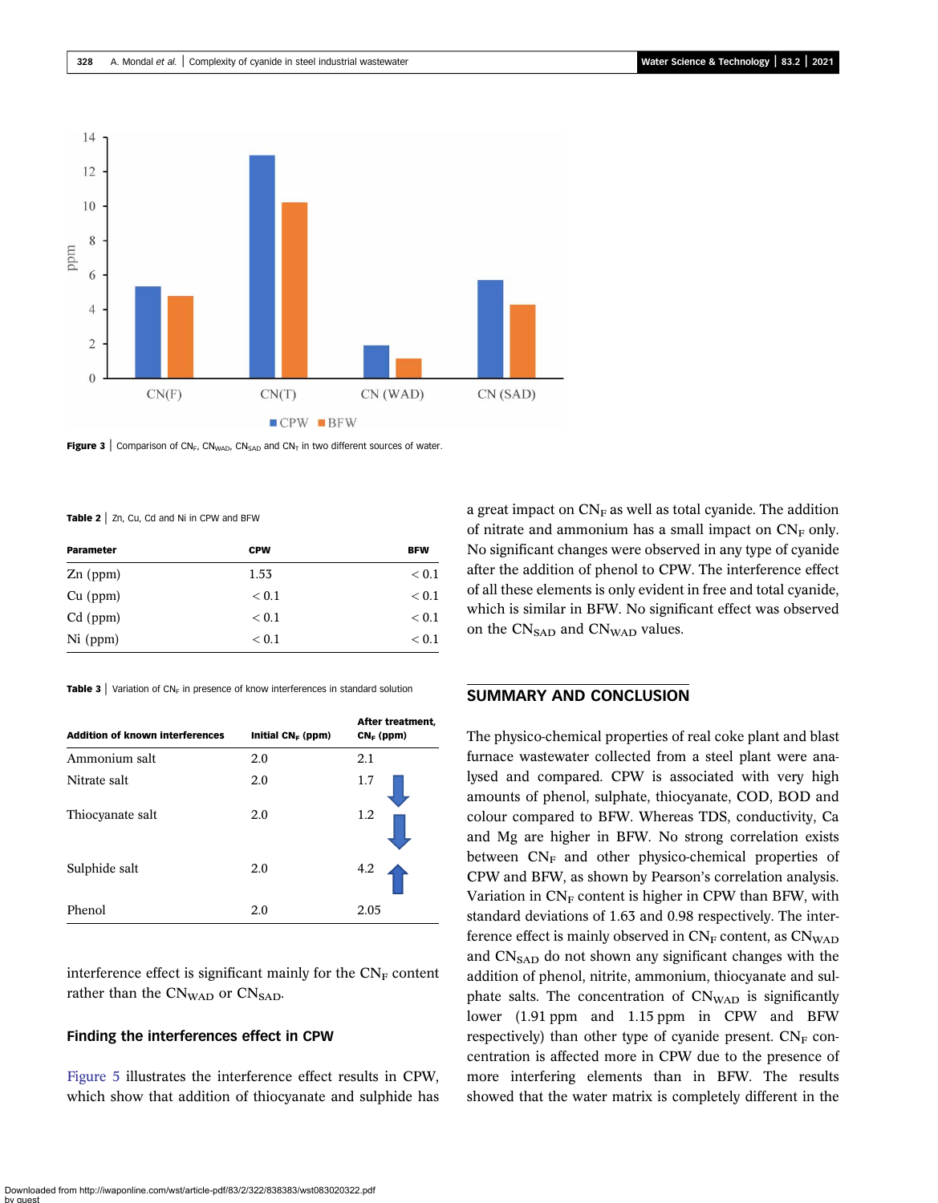**Figure 3** | Comparison of $CN_F$, $CN_{WAD}$, $CN_{SAD}$ and $CN_T$ in two different sources of water.

**Table 2** | Zn, Cu, Cd and Ni in CPW and BFW

| Parameter | CPW | BFW |
|---|---|---|
| Zn (ppm) | 1.53 | < 0.1 |
| Cu (ppm) | < 0.1 | < 0.1 |
| Cd (ppm) | < 0.1 | < 0.1 |
| Ni (ppm) | < 0.1 | < 0.1 |

**Table 3** | Variation of $CN_F$ in presence of know interferences in standard solution

| Addition of known interferences | Initial $CN_F$ (ppm) | After treatment, $CN_F$ (ppm) |
|---|---|---|
| Ammonium salt | 2.0 | 2.1 |
| Nitrate salt | 2.0 | 1.7 ↓ |
| Thiocyanate salt | 2.0 | 1.2 ↓ |
| Sulphide salt | 2.0 | 4.2 ↑ |
| Phenol | 2.0 | 2.05 |

interference effect is significant mainly for the $CN_F$ content rather than the $CN_{WAD}$ or $CN_{SAD}$.

### Finding the interferences effect in CPW

Figure 5 illustrates the interference effect results in CPW, which show that addition of thiocyanate and sulphide has a great impact on $CN_F$ as well as total cyanide. The addition of nitrate and ammonium has a small impact on $CN_F$ only. No significant changes were observed in any type of cyanide after the addition of phenol to CPW. The interference effect of all these elements is only evident in free and total cyanide, which is similar in BFW. No significant effect was observed on the $CN_{SAD}$ and $CN_{WAD}$ values.

## SUMMARY AND CONCLUSION

The physico-chemical properties of real coke plant and blast furnace wastewater collected from a steel plant were analysed and compared. CPW is associated with very high amounts of phenol, sulphate, thiocyanate, COD, BOD and colour compared to BFW. Whereas TDS, conductivity, Ca and Mg are higher in BFW. No strong correlation exists between $CN_F$ and other physico-chemical properties of CPW and BFW, as shown by Pearson's correlation analysis. Variation in $CN_F$ content is higher in CPW than BFW, with standard deviations of 1.63 and 0.98 respectively. The interference effect is mainly observed in $CN_F$ content, as $CN_{WAD}$ and $CN_{SAD}$ do not shown any significant changes with the addition of phenol, nitrite, ammonium, thiocyanate and sulphate salts. The concentration of $CN_{WAD}$ is significantly lower (1.91 ppm and 1.15 ppm in CPW and BFW respectively) than other type of cyanide present. $CN_F$ concentration is affected more in CPW due to the presence of more interfering elements than in BFW. The results showed that the water matrix is completely different in the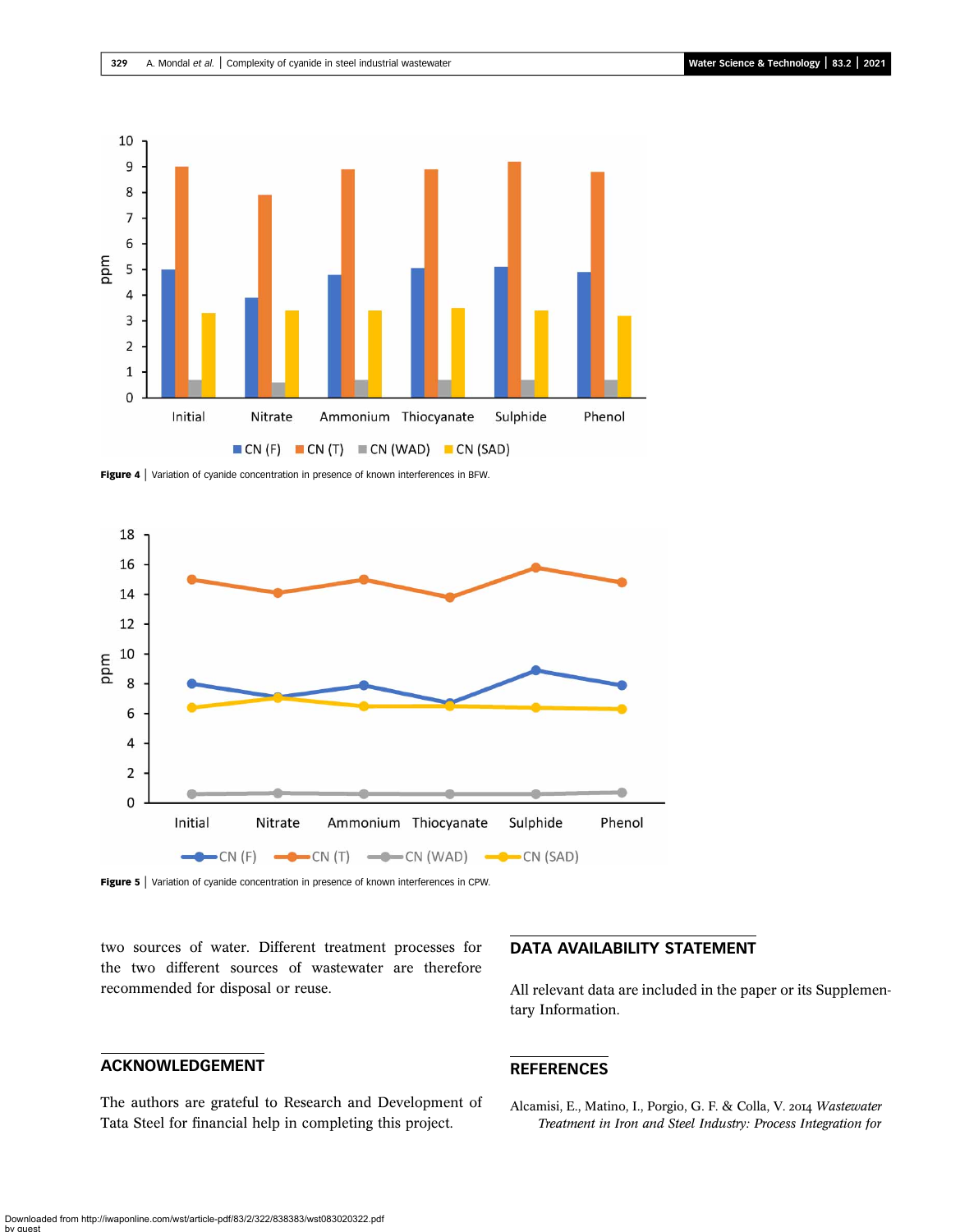Figure 4 | Variation of cyanide concentration in presence of known interferences in BFW.

Figure 5 | Variation of cyanide concentration in presence of known interferences in CPW.

two sources of water. Different treatment processes for the two different sources of wastewater are therefore recommended for disposal or reuse.

## ACKNOWLEDGEMENT

The authors are grateful to Research and Development of Tata Steel for financial help in completing this project.

## DATA AVAILABILITY STATEMENT

All relevant data are included in the paper or its Supplementary Information.

## REFERENCES

Alcamisi, E., Matino, I., Porgio, G. F. & Colla, V. 2014 *Wastewater Treatment in Iron and Steel Industry: Process Integration for*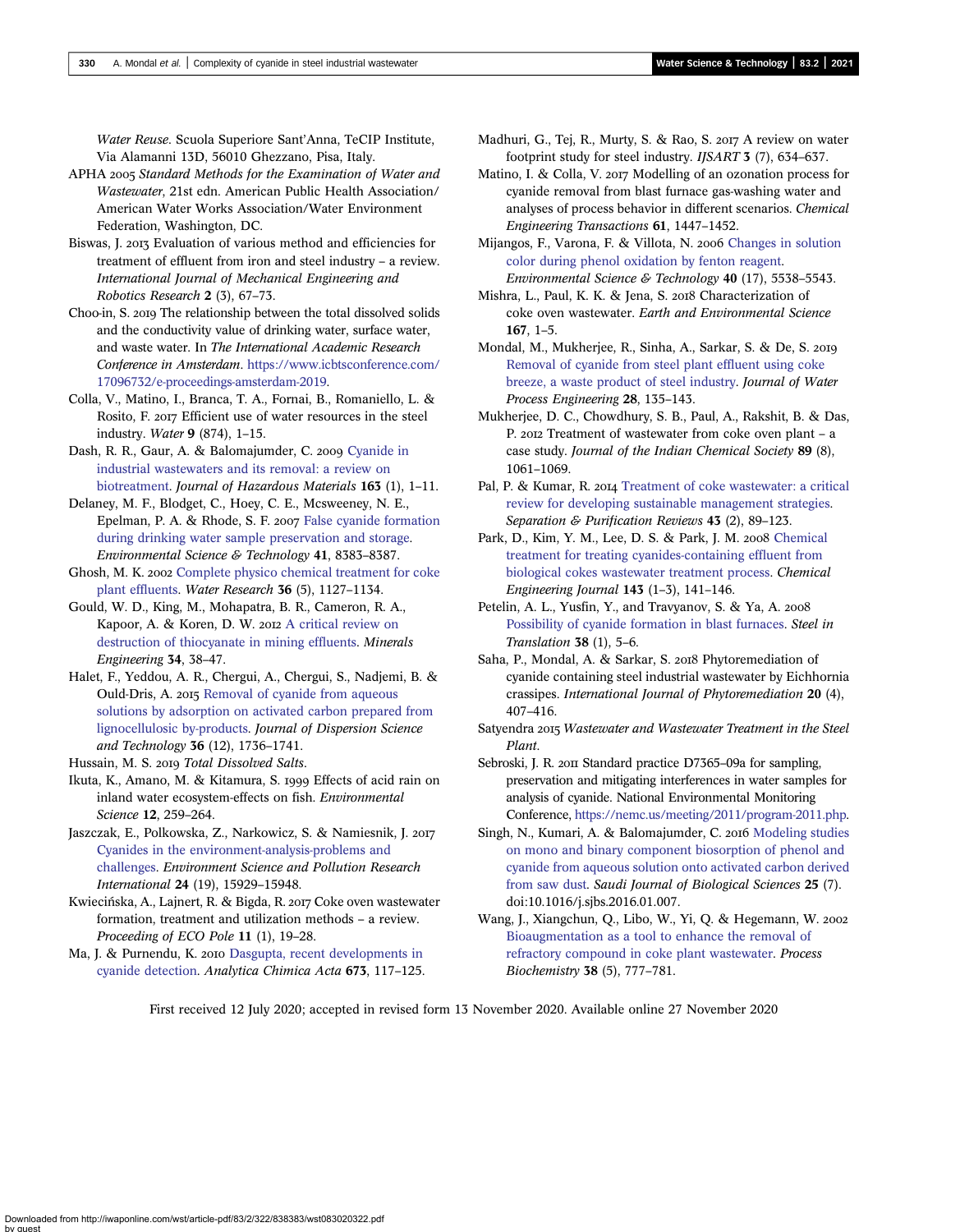Water Reuse. Scuola Superiore Sant'Anna, TeCIP Institute, Via Alamanni 13D, 56010 Ghezzano, Pisa, Italy.

APHA 2005 *Standard Methods for the Examination of Water and Wastewater*, 21st edn. American Public Health Association/American Water Works Association/Water Environment Federation, Washington, DC.

Biswas, J. 2013 Evaluation of various method and efficiencies for treatment of effluent from iron and steel industry – a review. *International Journal of Mechanical Engineering and Robotics Research* **2** (3), 67–73.

Choo-in, S. 2019 The relationship between the total dissolved solids and the conductivity value of drinking water, surface water, and waste water. In *The International Academic Research Conference in Amsterdam*. https://www.icbtsconference.com/17096732/e-proceedings-amsterdam-2019.

Colla, V., Matino, I., Branca, T. A., Fornai, B., Romaniello, L. & Rosito, F. 2017 Efficient use of water resources in the steel industry. *Water* **9** (874), 1–15.

Dash, R. R., Gaur, A. & Balomajumder, C. 2009 Cyanide in industrial wastewaters and its removal: a review on biotreatment. *Journal of Hazardous Materials* **163** (1), 1–11.

Delaney, M. F., Blodget, C., Hoey, C. E., Mcsweeney, N. E., Epelman, P. A. & Rhode, S. F. 2007 False cyanide formation during drinking water sample preservation and storage. *Environmental Science & Technology* **41**, 8383–8387.

Ghosh, M. K. 2002 Complete physico chemical treatment for coke plant effluents. *Water Research* **36** (5), 1127–1134.

Gould, W. D., King, M., Mohapatra, B. R., Cameron, R. A., Kapoor, A. & Koren, D. W. 2012 A critical review on destruction of thiocyanate in mining effluents. *Minerals Engineering* **34**, 38–47.

Halet, F., Yeddou, A. R., Chergui, A., Chergui, S., Nadjemi, B. & Ould-Dris, A. 2015 Removal of cyanide from aqueous solutions by adsorption on activated carbon prepared from lignocellulosic by-products. *Journal of Dispersion Science and Technology* **36** (12), 1736–1741.

Hussain, M. S. 2019 *Total Dissolved Salts*.

Ikuta, K., Amano, M. & Kitamura, S. 1999 Effects of acid rain on inland water ecosystem-effects on fish. *Environmental Science* **12**, 259–264.

Jaszczak, E., Polkowska, Z., Narkowicz, S. & Namiesnik, J. 2017 Cyanides in the environment-analysis-problems and challenges. *Environment Science and Pollution Research International* **24** (19), 15929–15948.

Kwiecińska, A., Lajnert, R. & Bigda, R. 2017 Coke oven wastewater formation, treatment and utilization methods – a review. *Proceeding of ECO Pole* **11** (1), 19–28.

Ma, J. & Purnendu, K. 2010 Dasgupta, recent developments in cyanide detection. *Analytica Chimica Acta* **673**, 117–125.

Madhuri, G., Tej, R., Murty, S. & Rao, S. 2017 A review on water footprint study for steel industry. *IJSART* **3** (7), 634–637.

Matino, I. & Colla, V. 2017 Modelling of an ozonation process for cyanide removal from blast furnace gas-washing water and analyses of process behavior in different scenarios. *Chemical Engineering Transactions* **61**, 1447–1452.

Mijangos, F., Varona, F. & Villota, N. 2006 Changes in solution color during phenol oxidation by fenton reagent. *Environmental Science & Technology* **40** (17), 5538–5543.

Mishra, L., Paul, K. K. & Jena, S. 2018 Characterization of coke oven wastewater. *Earth and Environmental Science* **167**, 1–5.

Mondal, M., Mukherjee, R., Sinha, A., Sarkar, S. & De, S. 2019 Removal of cyanide from steel plant effluent using coke breeze, a waste product of steel industry. *Journal of Water Process Engineering* **28**, 135–143.

Mukherjee, D. C., Chowdhury, S. B., Paul, A., Rakshit, B. & Das, P. 2012 Treatment of wastewater from coke oven plant – a case study. *Journal of the Indian Chemical Society* **89** (8), 1061–1069.

Pal, P. & Kumar, R. 2014 Treatment of coke wastewater: a critical review for developing sustainable management strategies. *Separation & Purification Reviews* **43** (2), 89–123.

Park, D., Kim, Y. M., Lee, D. S. & Park, J. M. 2008 Chemical treatment for treating cyanides-containing effluent from biological cokes wastewater treatment process. *Chemical Engineering Journal* **143** (1–3), 141–146.

Petelin, A. L., Yusfin, Y., and Travyanov, S. & Ya, A. 2008 Possibility of cyanide formation in blast furnaces. *Steel in Translation* **38** (1), 5–6.

Saha, P., Mondal, A. & Sarkar, S. 2018 Phytoremediation of cyanide containing steel industrial wastewater by Eichhornia crassipes. *International Journal of Phytoremediation* **20** (4), 407–416.

Satyendra 2015 *Wastewater and Wastewater Treatment in the Steel Plant*.

Sebroski, J. R. 2011 Standard practice D7365–09a for sampling, preservation and mitigating interferences in water samples for analysis of cyanide. National Environmental Monitoring Conference, https://nemc.us/meeting/2011/program-2011.php.

Singh, N., Kumari, A. & Balomajumder, C. 2016 Modeling studies on mono and binary component biosorption of phenol and cyanide from aqueous solution onto activated carbon derived from saw dust. *Saudi Journal of Biological Sciences* **25** (7). doi:10.1016/j.sjbs.2016.01.007.

Wang, J., Xiangchun, Q., Libo, W., Yi, Q. & Hegemann, W. 2002 Bioaugmentation as a tool to enhance the removal of refractory compound in coke plant wastewater. *Process Biochemistry* **38** (5), 777–781.

First received 12 July 2020; accepted in revised form 13 November 2020. Available online 27 November 2020